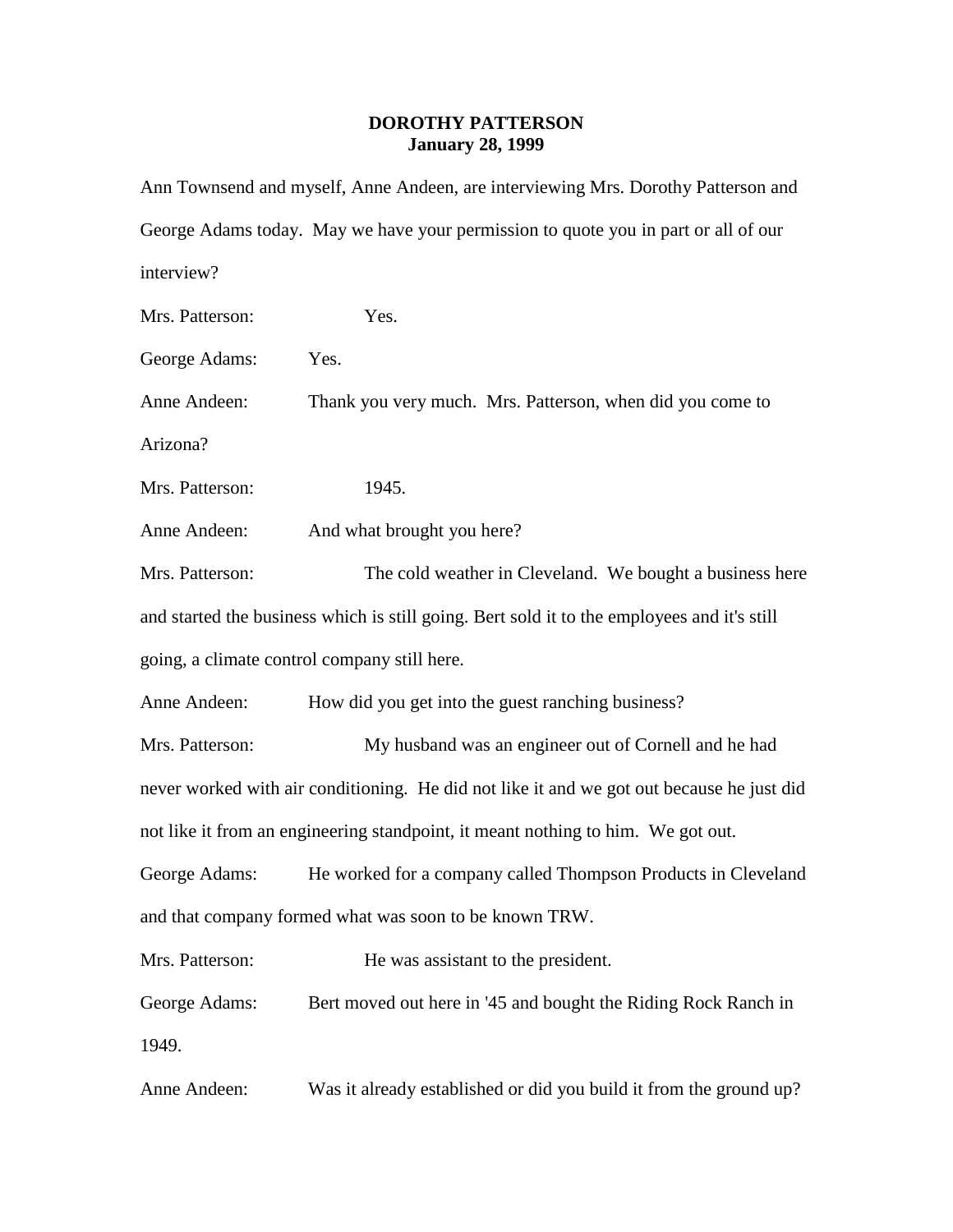**DOROTHY PATTERSON**
**January 28, 1999**

Ann Townsend and myself, Anne Andeen, are interviewing Mrs. Dorothy Patterson and George Adams today. May we have your permission to quote you in part or all of our interview?

Mrs. Patterson: Yes.

George Adams: Yes.

Anne Andeen: Thank you very much. Mrs. Patterson, when did you come to Arizona?

Mrs. Patterson: 1945.

Anne Andeen: And what brought you here?

Mrs. Patterson: The cold weather in Cleveland. We bought a business here and started the business which is still going. Bert sold it to the employees and it's still going, a climate control company still here.

Anne Andeen: How did you get into the guest ranching business?

Mrs. Patterson: My husband was an engineer out of Cornell and he had never worked with air conditioning. He did not like it and we got out because he just did not like it from an engineering standpoint, it meant nothing to him. We got out.

George Adams: He worked for a company called Thompson Products in Cleveland and that company formed what was soon to be known TRW.

Mrs. Patterson: He was assistant to the president.

George Adams: Bert moved out here in '45 and bought the Riding Rock Ranch in 1949.

Anne Andeen: Was it already established or did you build it from the ground up?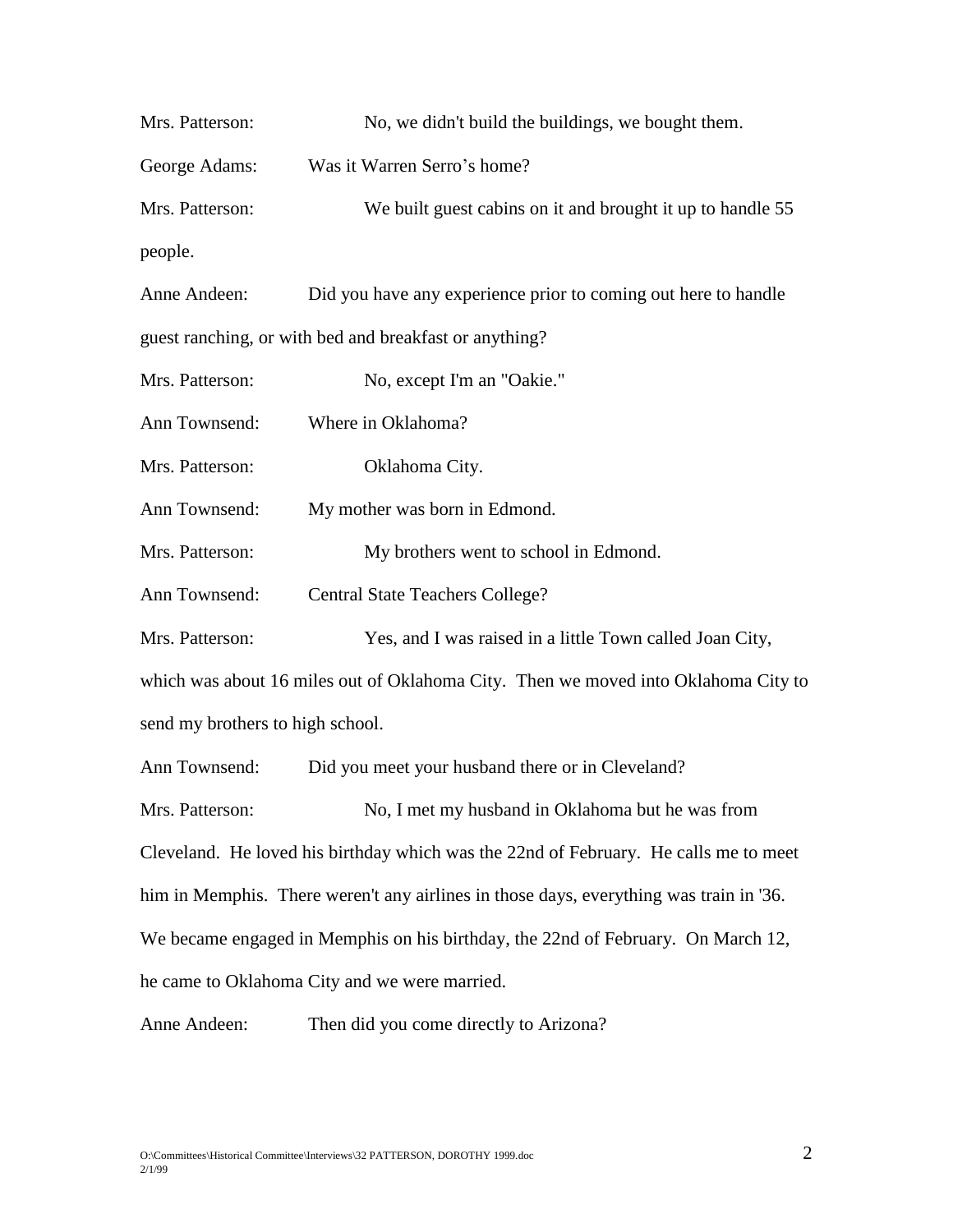Mrs. Patterson: No, we didn't build the buildings, we bought them.

George Adams: Was it Warren Serro's home?

Mrs. Patterson: We built guest cabins on it and brought it up to handle 55 people.

Anne Andeen: Did you have any experience prior to coming out here to handle guest ranching, or with bed and breakfast or anything?

Mrs. Patterson: No, except I'm an "Oakie."

Ann Townsend: Where in Oklahoma?

Mrs. Patterson: Oklahoma City.

Ann Townsend: My mother was born in Edmond.

Mrs. Patterson: My brothers went to school in Edmond.

Ann Townsend: Central State Teachers College?

Mrs. Patterson: Yes, and I was raised in a little Town called Joan City, which was about 16 miles out of Oklahoma City. Then we moved into Oklahoma City to send my brothers to high school.

Ann Townsend: Did you meet your husband there or in Cleveland?

Mrs. Patterson: No, I met my husband in Oklahoma but he was from Cleveland. He loved his birthday which was the 22nd of February. He calls me to meet him in Memphis. There weren't any airlines in those days, everything was train in '36. We became engaged in Memphis on his birthday, the 22nd of February. On March 12, he came to Oklahoma City and we were married.

Anne Andeen: Then did you come directly to Arizona?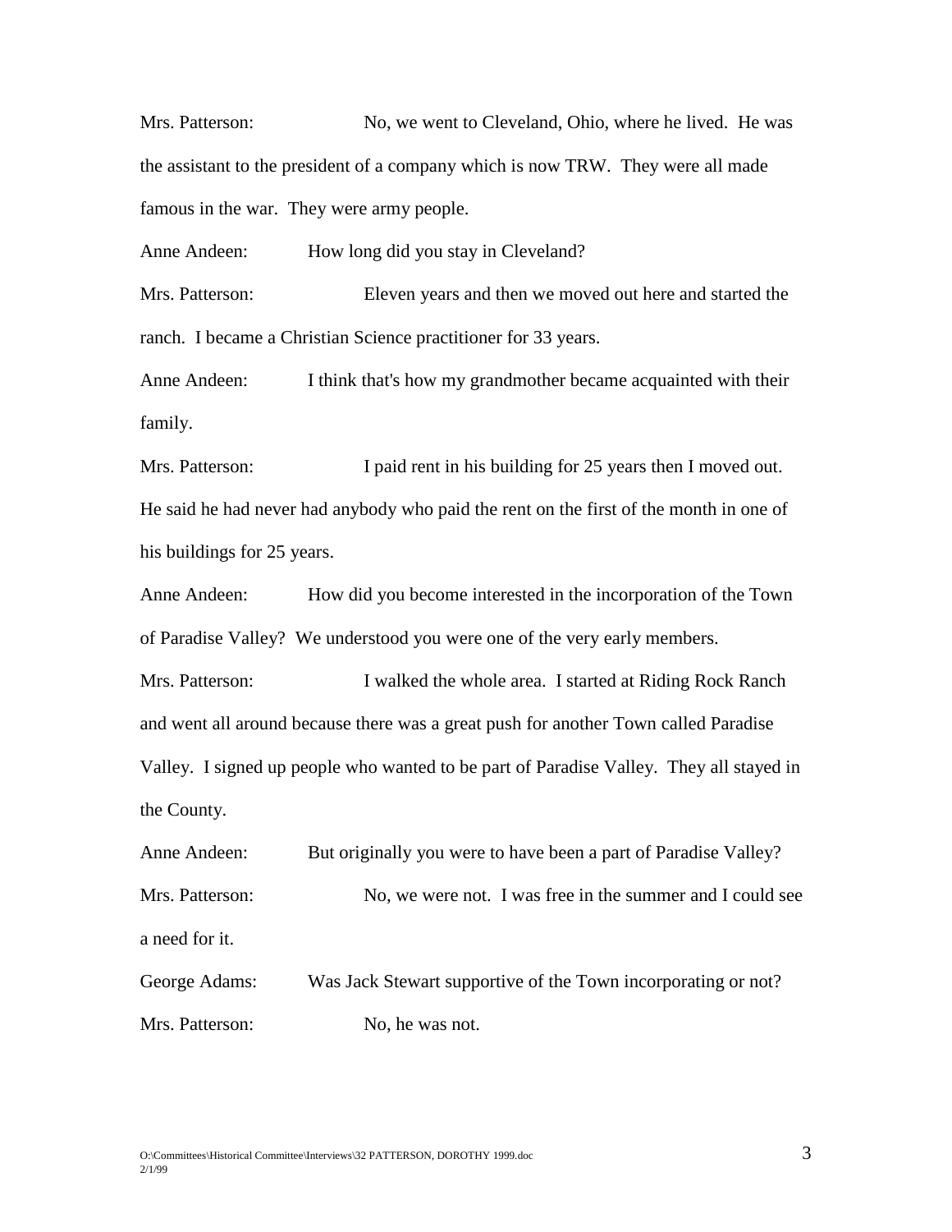Mrs. Patterson: No, we went to Cleveland, Ohio, where he lived. He was the assistant to the president of a company which is now TRW. They were all made famous in the war. They were army people.

Anne Andeen: How long did you stay in Cleveland?

Mrs. Patterson: Eleven years and then we moved out here and started the ranch. I became a Christian Science practitioner for 33 years.

Anne Andeen: I think that's how my grandmother became acquainted with their family.

Mrs. Patterson: I paid rent in his building for 25 years then I moved out. He said he had never had anybody who paid the rent on the first of the month in one of his buildings for 25 years.

Anne Andeen: How did you become interested in the incorporation of the Town of Paradise Valley? We understood you were one of the very early members.

Mrs. Patterson: I walked the whole area. I started at Riding Rock Ranch and went all around because there was a great push for another Town called Paradise Valley. I signed up people who wanted to be part of Paradise Valley. They all stayed in the County.

Anne Andeen: But originally you were to have been a part of Paradise Valley?

Mrs. Patterson: No, we were not. I was free in the summer and I could see a need for it.

George Adams: Was Jack Stewart supportive of the Town incorporating or not?

Mrs. Patterson: No, he was not.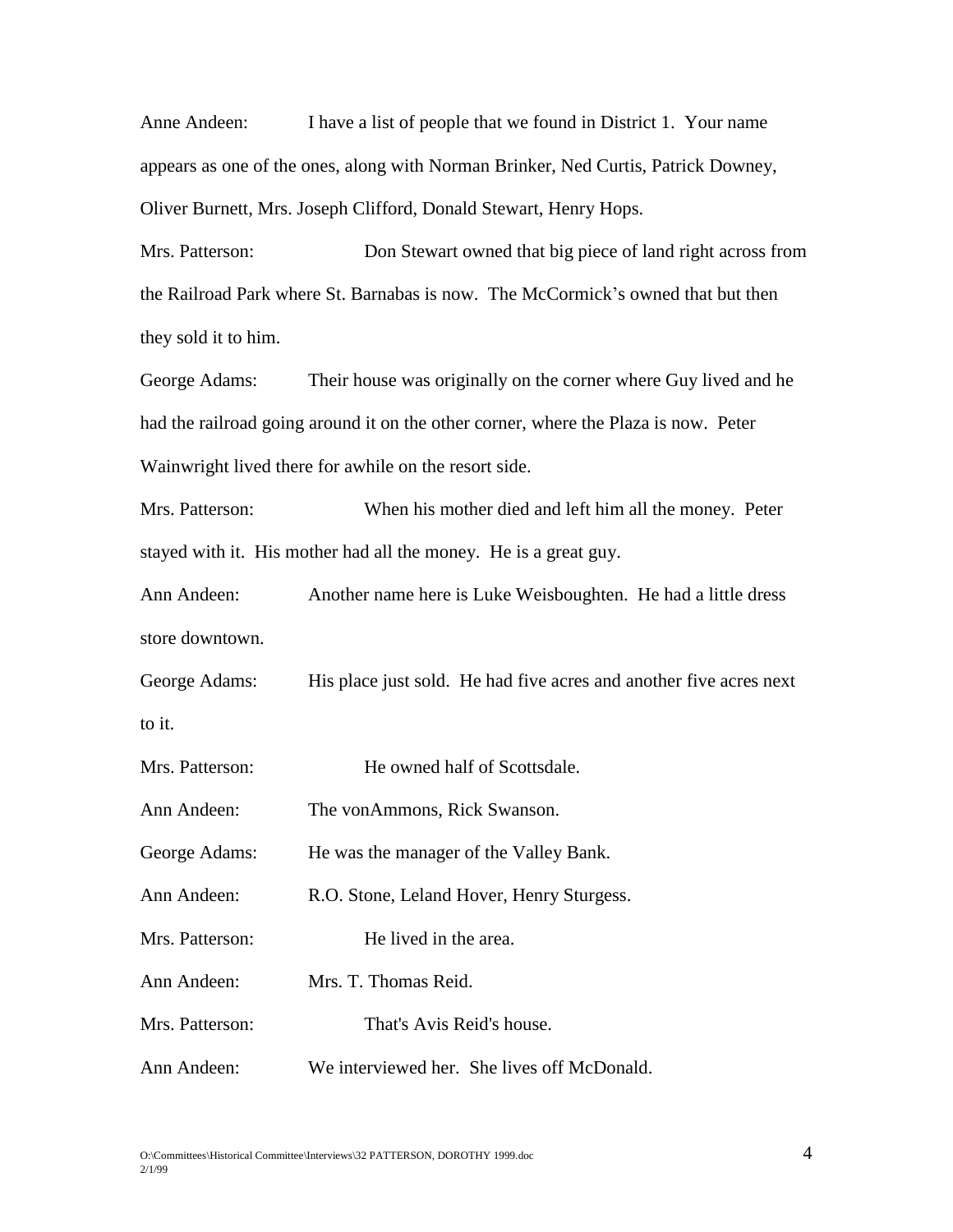Anne Andeen: I have a list of people that we found in District 1. Your name appears as one of the ones, along with Norman Brinker, Ned Curtis, Patrick Downey, Oliver Burnett, Mrs. Joseph Clifford, Donald Stewart, Henry Hops.

Mrs. Patterson: Don Stewart owned that big piece of land right across from the Railroad Park where St. Barnabas is now. The McCormick's owned that but then they sold it to him.

George Adams: Their house was originally on the corner where Guy lived and he had the railroad going around it on the other corner, where the Plaza is now. Peter Wainwright lived there for awhile on the resort side.

Mrs. Patterson: When his mother died and left him all the money. Peter stayed with it. His mother had all the money. He is a great guy.

Ann Andeen: Another name here is Luke Weisboughten. He had a little dress store downtown.

George Adams: His place just sold. He had five acres and another five acres next to it.

Mrs. Patterson: He owned half of Scottsdale.

Ann Andeen: The vonAmmons, Rick Swanson.

George Adams: He was the manager of the Valley Bank.

Ann Andeen: R.O. Stone, Leland Hover, Henry Sturgess.

Mrs. Patterson: He lived in the area.

Ann Andeen: Mrs. T. Thomas Reid.

Mrs. Patterson: That's Avis Reid's house.

Ann Andeen: We interviewed her. She lives off McDonald.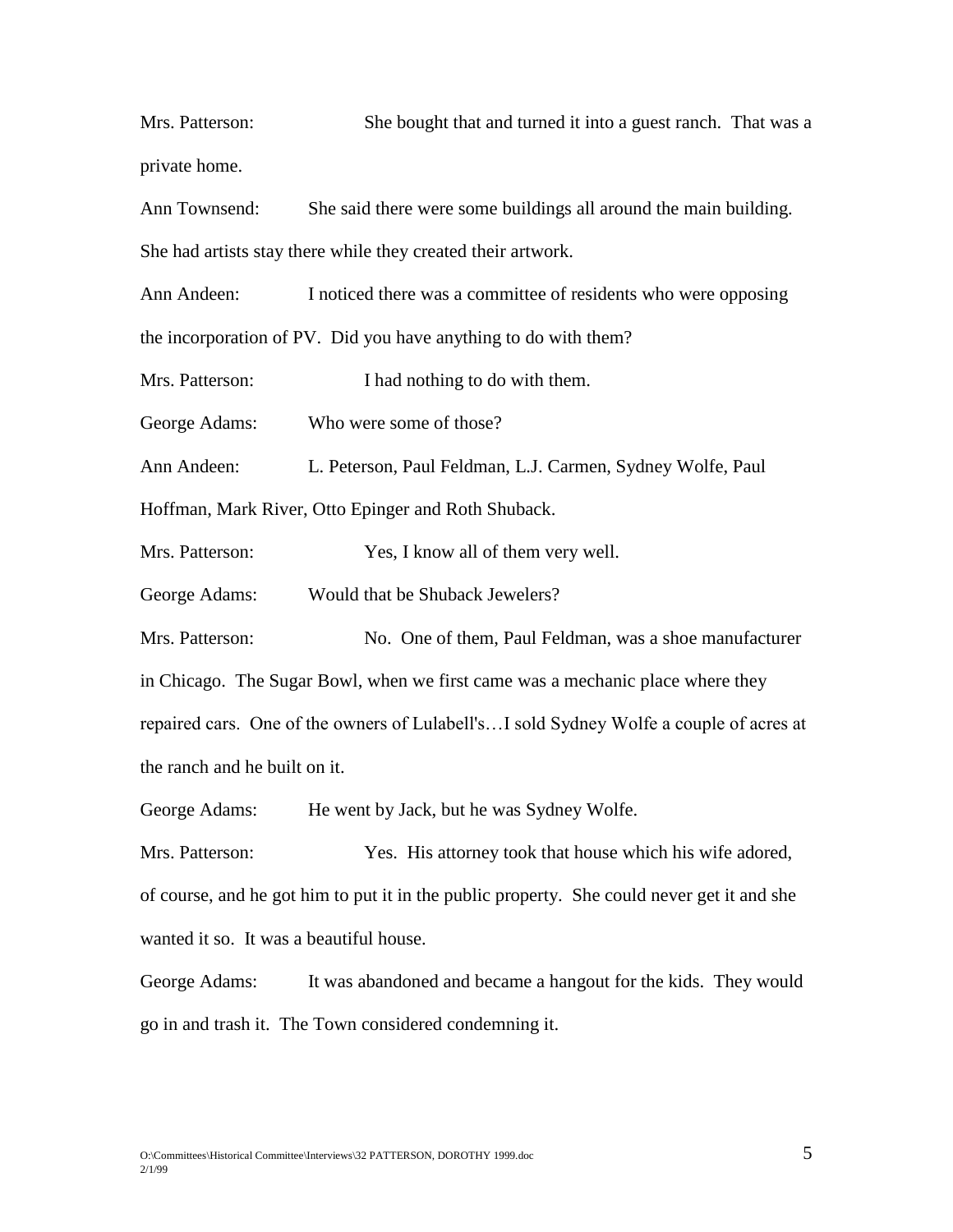Mrs. Patterson: She bought that and turned it into a guest ranch. That was a private home.

Ann Townsend: She said there were some buildings all around the main building. She had artists stay there while they created their artwork.

Ann Andeen: I noticed there was a committee of residents who were opposing the incorporation of PV. Did you have anything to do with them?

Mrs. Patterson: I had nothing to do with them.

George Adams: Who were some of those?

Ann Andeen: L. Peterson, Paul Feldman, L.J. Carmen, Sydney Wolfe, Paul Hoffman, Mark River, Otto Epinger and Roth Shuback.

Mrs. Patterson: Yes, I know all of them very well.

George Adams: Would that be Shuback Jewelers?

Mrs. Patterson: No. One of them, Paul Feldman, was a shoe manufacturer in Chicago. The Sugar Bowl, when we first came was a mechanic place where they repaired cars. One of the owners of Lulabell's…I sold Sydney Wolfe a couple of acres at the ranch and he built on it.

George Adams: He went by Jack, but he was Sydney Wolfe.

Mrs. Patterson: Yes. His attorney took that house which his wife adored, of course, and he got him to put it in the public property. She could never get it and she wanted it so. It was a beautiful house.

George Adams: It was abandoned and became a hangout for the kids. They would go in and trash it. The Town considered condemning it.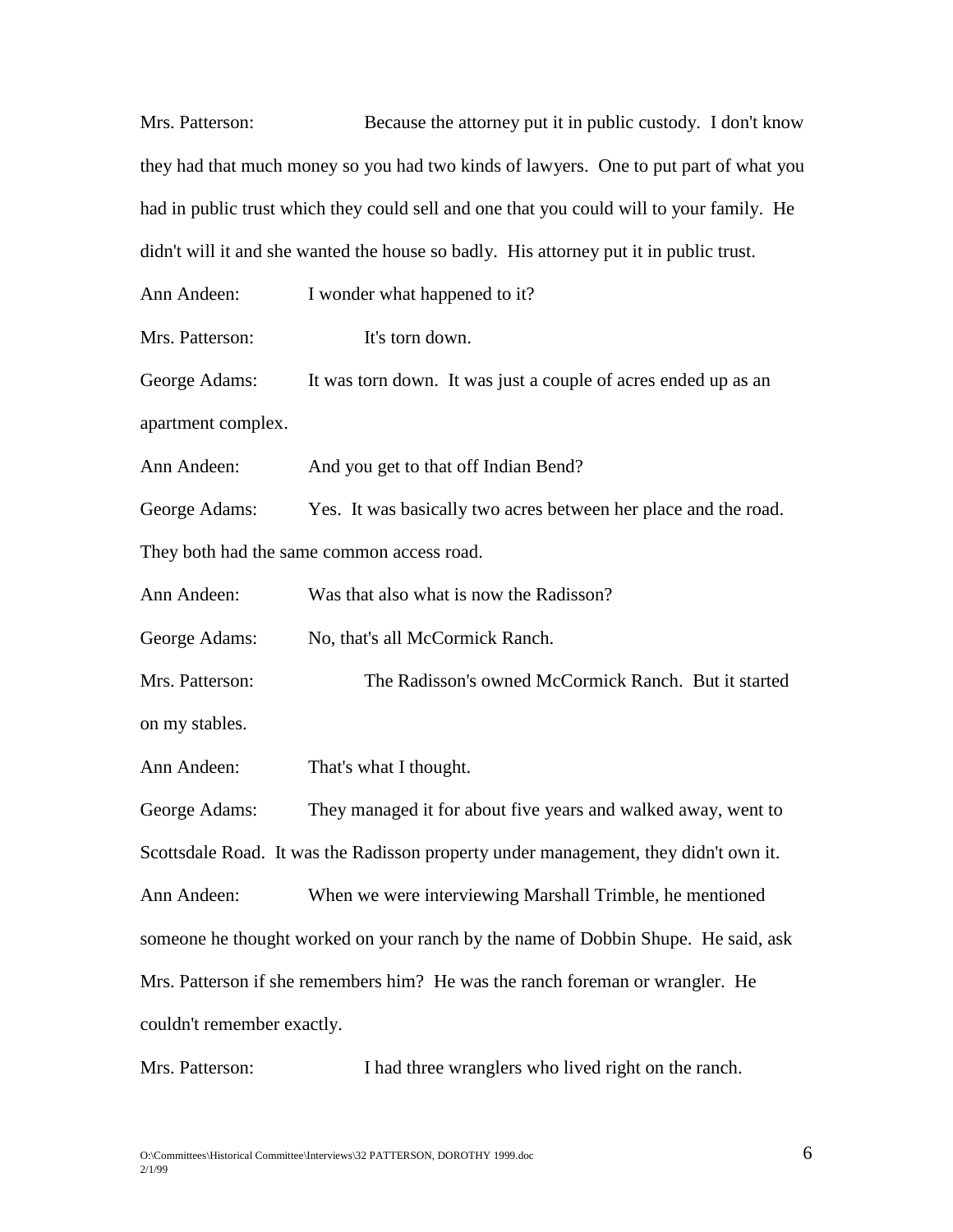Mrs. Patterson: Because the attorney put it in public custody. I don't know they had that much money so you had two kinds of lawyers. One to put part of what you had in public trust which they could sell and one that you could will to your family. He didn't will it and she wanted the house so badly. His attorney put it in public trust.

Ann Andeen: I wonder what happened to it?

Mrs. Patterson: It's torn down.

George Adams: It was torn down. It was just a couple of acres ended up as an apartment complex.

Ann Andeen: And you get to that off Indian Bend?

George Adams: Yes. It was basically two acres between her place and the road. They both had the same common access road.

Ann Andeen: Was that also what is now the Radisson?

George Adams: No, that's all McCormick Ranch.

Mrs. Patterson: The Radisson's owned McCormick Ranch. But it started on my stables.

Ann Andeen: That's what I thought.

George Adams: They managed it for about five years and walked away, went to Scottsdale Road. It was the Radisson property under management, they didn't own it.

Ann Andeen: When we were interviewing Marshall Trimble, he mentioned someone he thought worked on your ranch by the name of Dobbin Shupe. He said, ask Mrs. Patterson if she remembers him? He was the ranch foreman or wrangler. He couldn't remember exactly.

Mrs. Patterson: I had three wranglers who lived right on the ranch.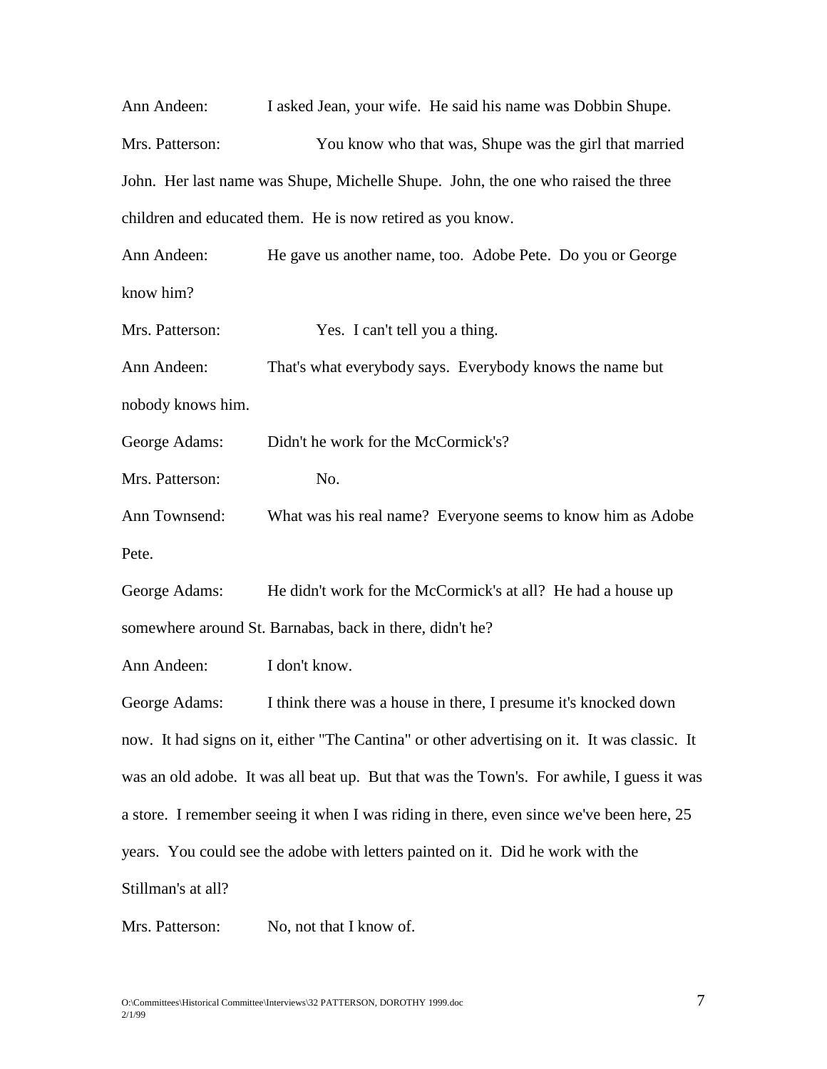Ann Andeen: I asked Jean, your wife. He said his name was Dobbin Shupe.

Mrs. Patterson: You know who that was, Shupe was the girl that married John. Her last name was Shupe, Michelle Shupe. John, the one who raised the three children and educated them. He is now retired as you know.

Ann Andeen: He gave us another name, too. Adobe Pete. Do you or George know him?

Mrs. Patterson: Yes. I can't tell you a thing.

Ann Andeen: That's what everybody says. Everybody knows the name but nobody knows him.

George Adams: Didn't he work for the McCormick's?

Mrs. Patterson: No.

Ann Townsend: What was his real name? Everyone seems to know him as Adobe Pete.

George Adams: He didn't work for the McCormick's at all? He had a house up somewhere around St. Barnabas, back in there, didn't he?

Ann Andeen: I don't know.

George Adams: I think there was a house in there, I presume it's knocked down now. It had signs on it, either "The Cantina" or other advertising on it. It was classic. It was an old adobe. It was all beat up. But that was the Town's. For awhile, I guess it was a store. I remember seeing it when I was riding in there, even since we've been here, 25 years. You could see the adobe with letters painted on it. Did he work with the Stillman's at all?

Mrs. Patterson: No, not that I know of.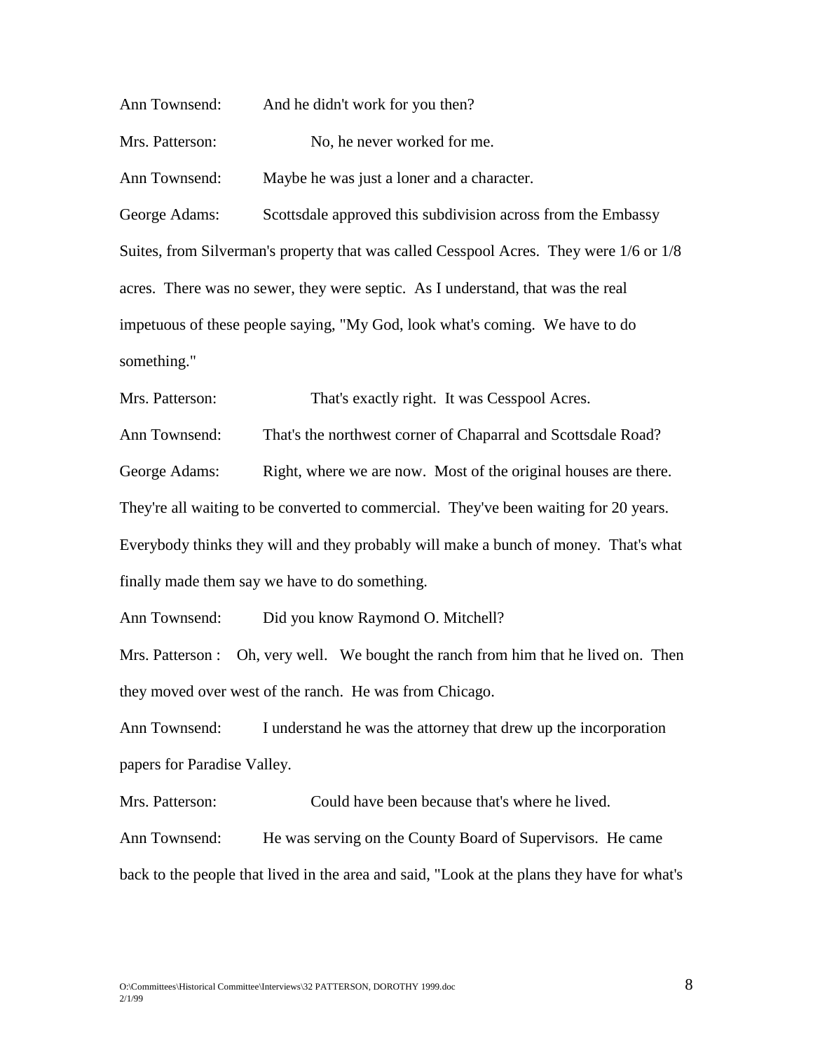Ann Townsend: And he didn't work for you then?

Mrs. Patterson: No, he never worked for me.

Ann Townsend: Maybe he was just a loner and a character.

George Adams: Scottsdale approved this subdivision across from the Embassy Suites, from Silverman's property that was called Cesspool Acres. They were 1/6 or 1/8 acres. There was no sewer, they were septic. As I understand, that was the real impetuous of these people saying, "My God, look what's coming. We have to do something."

Mrs. Patterson: That's exactly right. It was Cesspool Acres.

Ann Townsend: That's the northwest corner of Chaparral and Scottsdale Road?

George Adams: Right, where we are now. Most of the original houses are there. They're all waiting to be converted to commercial. They've been waiting for 20 years. Everybody thinks they will and they probably will make a bunch of money. That's what finally made them say we have to do something.

Ann Townsend: Did you know Raymond O. Mitchell?

Mrs. Patterson : Oh, very well. We bought the ranch from him that he lived on. Then they moved over west of the ranch. He was from Chicago.

Ann Townsend: I understand he was the attorney that drew up the incorporation papers for Paradise Valley.

Mrs. Patterson: Could have been because that's where he lived.

Ann Townsend: He was serving on the County Board of Supervisors. He came back to the people that lived in the area and said, "Look at the plans they have for what's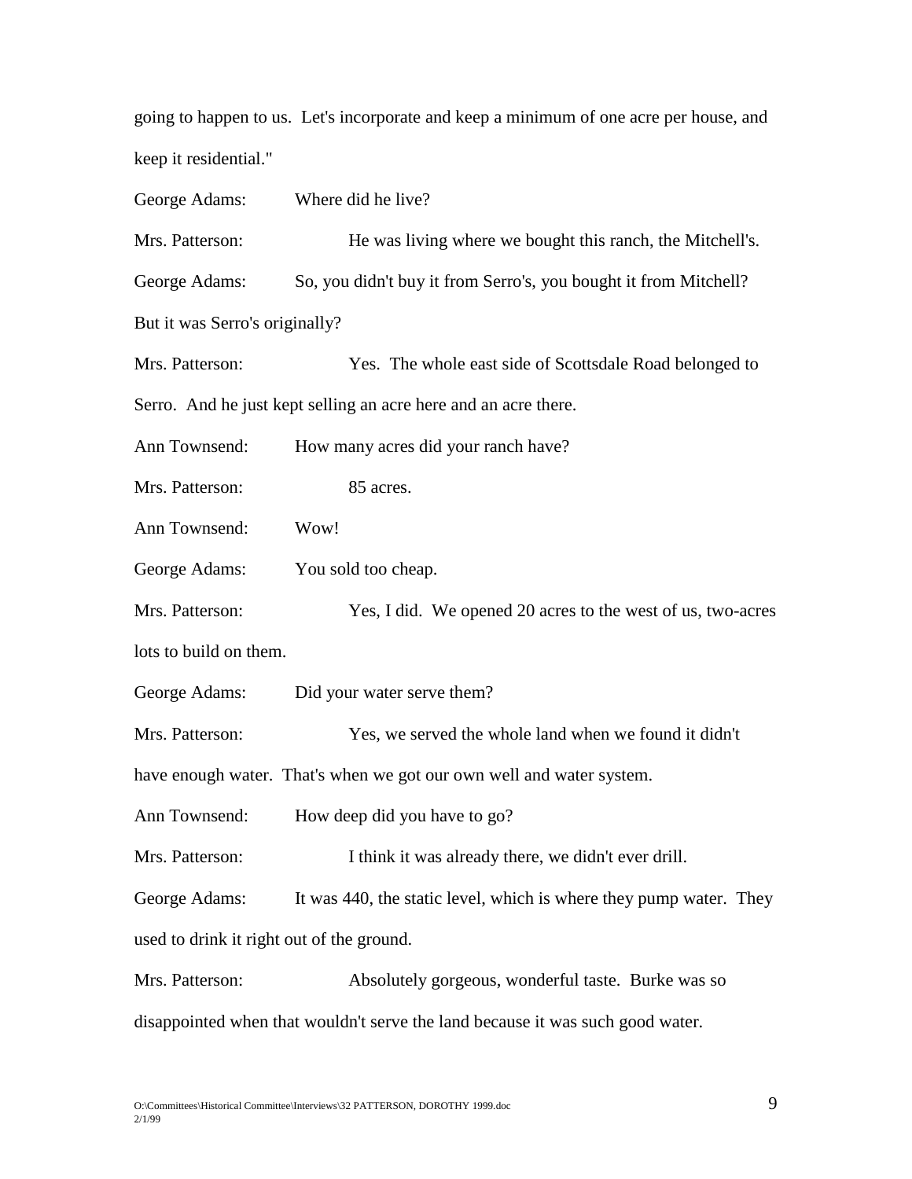going to happen to us. Let's incorporate and keep a minimum of one acre per house, and keep it residential."

George Adams: Where did he live?

Mrs. Patterson: He was living where we bought this ranch, the Mitchell's.

George Adams: So, you didn't buy it from Serro's, you bought it from Mitchell? But it was Serro's originally?

Mrs. Patterson: Yes. The whole east side of Scottsdale Road belonged to Serro. And he just kept selling an acre here and an acre there.

Ann Townsend: How many acres did your ranch have?

Mrs. Patterson: 85 acres.

Ann Townsend: Wow!

George Adams: You sold too cheap.

Mrs. Patterson: Yes, I did. We opened 20 acres to the west of us, two-acres lots to build on them.

George Adams: Did your water serve them?

Mrs. Patterson: Yes, we served the whole land when we found it didn't have enough water. That's when we got our own well and water system.

Ann Townsend: How deep did you have to go?

Mrs. Patterson: I think it was already there, we didn't ever drill.

George Adams: It was 440, the static level, which is where they pump water. They used to drink it right out of the ground.

Mrs. Patterson: Absolutely gorgeous, wonderful taste. Burke was so disappointed when that wouldn't serve the land because it was such good water.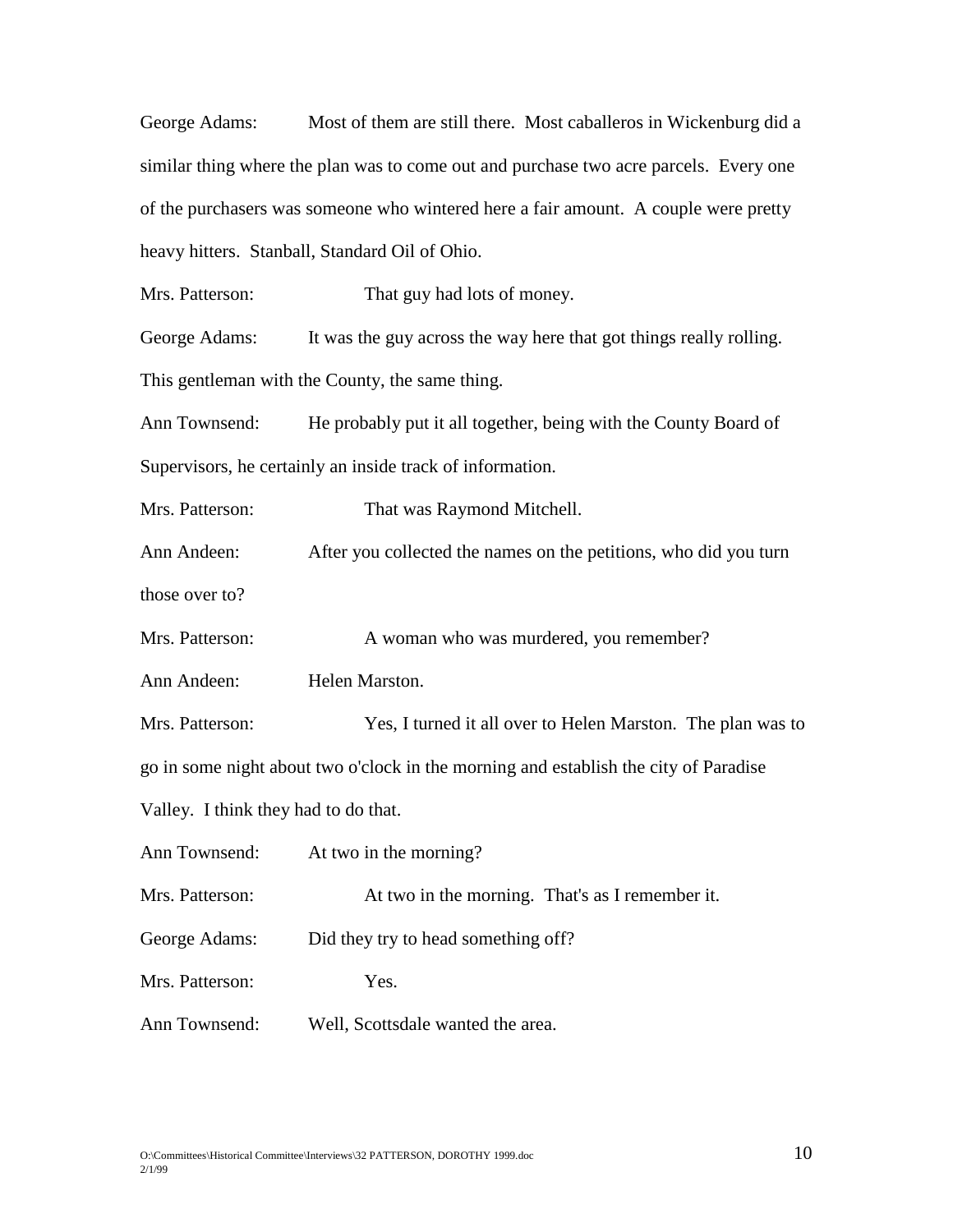George Adams: Most of them are still there. Most caballeros in Wickenburg did a similar thing where the plan was to come out and purchase two acre parcels. Every one of the purchasers was someone who wintered here a fair amount. A couple were pretty heavy hitters. Stanball, Standard Oil of Ohio.

Mrs. Patterson: That guy had lots of money.

George Adams: It was the guy across the way here that got things really rolling. This gentleman with the County, the same thing.

Ann Townsend: He probably put it all together, being with the County Board of Supervisors, he certainly an inside track of information.

Mrs. Patterson: That was Raymond Mitchell.

Ann Andeen: After you collected the names on the petitions, who did you turn those over to?

Mrs. Patterson: A woman who was murdered, you remember?

Ann Andeen: Helen Marston.

Mrs. Patterson: Yes, I turned it all over to Helen Marston. The plan was to go in some night about two o'clock in the morning and establish the city of Paradise Valley. I think they had to do that.

Ann Townsend: At two in the morning?

Mrs. Patterson: At two in the morning. That's as I remember it.

George Adams: Did they try to head something off?

Mrs. Patterson: Yes.

Ann Townsend: Well, Scottsdale wanted the area.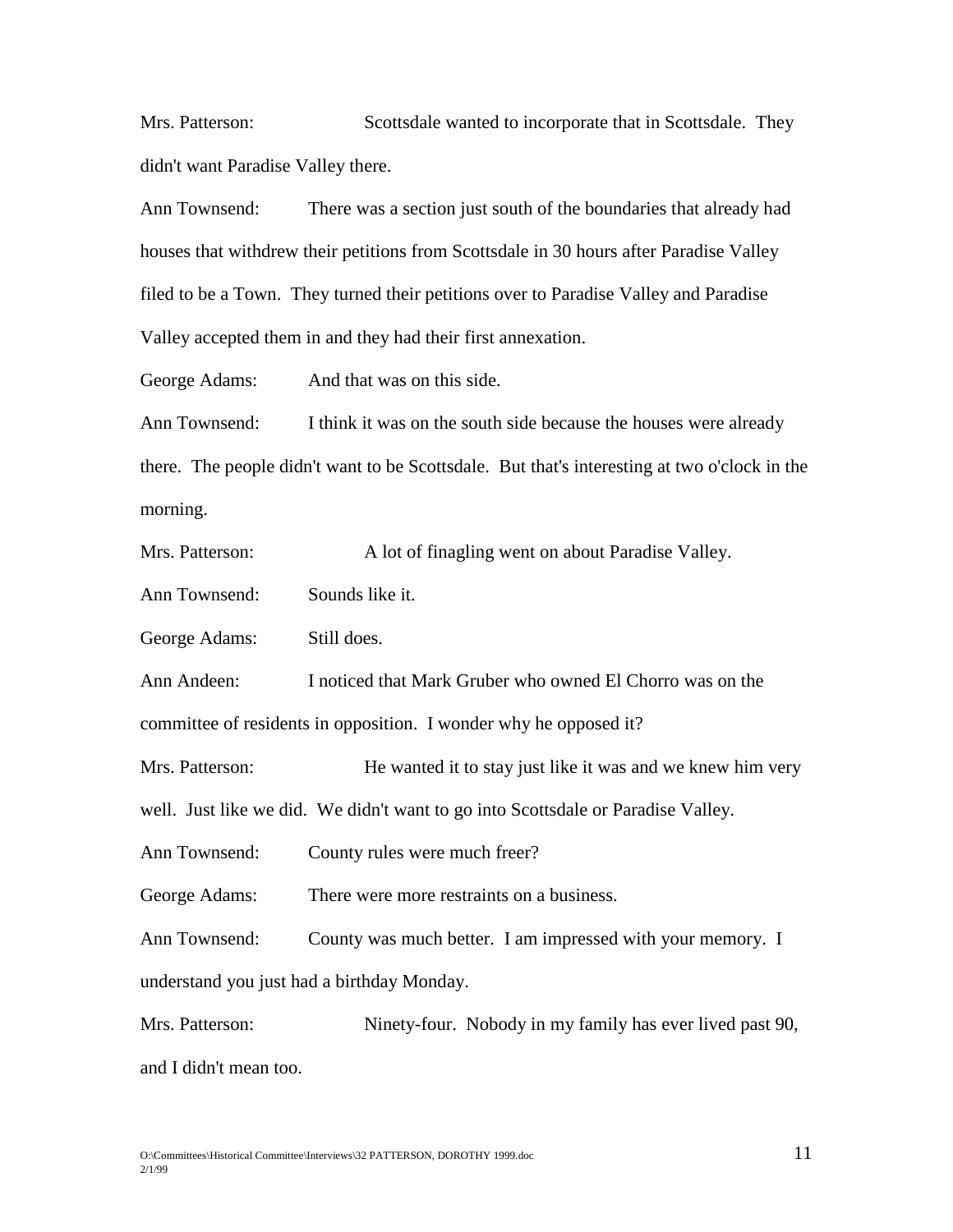Mrs. Patterson: Scottsdale wanted to incorporate that in Scottsdale. They didn't want Paradise Valley there.

Ann Townsend: There was a section just south of the boundaries that already had houses that withdrew their petitions from Scottsdale in 30 hours after Paradise Valley filed to be a Town. They turned their petitions over to Paradise Valley and Paradise Valley accepted them in and they had their first annexation.

George Adams: And that was on this side.

Ann Townsend: I think it was on the south side because the houses were already there. The people didn't want to be Scottsdale. But that's interesting at two o'clock in the morning.

Mrs. Patterson: A lot of finagling went on about Paradise Valley.

Ann Townsend: Sounds like it.

George Adams: Still does.

Ann Andeen: I noticed that Mark Gruber who owned El Chorro was on the committee of residents in opposition. I wonder why he opposed it?

Mrs. Patterson: He wanted it to stay just like it was and we knew him very well. Just like we did. We didn't want to go into Scottsdale or Paradise Valley.

Ann Townsend: County rules were much freer?

George Adams: There were more restraints on a business.

Ann Townsend: County was much better. I am impressed with your memory. I understand you just had a birthday Monday.

Mrs. Patterson: Ninety-four. Nobody in my family has ever lived past 90, and I didn't mean too.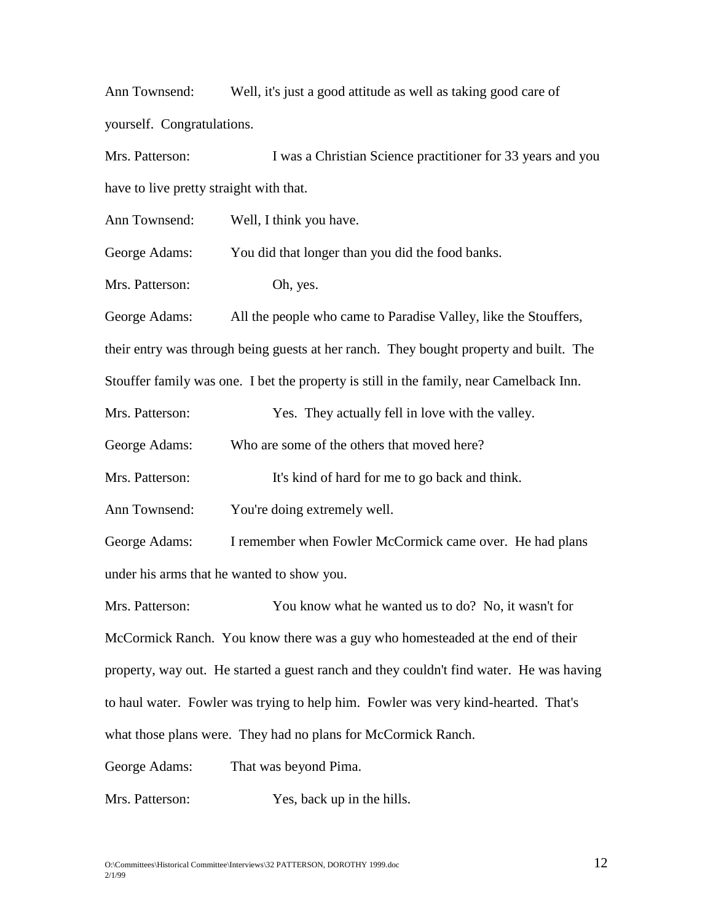Ann Townsend: Well, it's just a good attitude as well as taking good care of yourself. Congratulations.

Mrs. Patterson: I was a Christian Science practitioner for 33 years and you have to live pretty straight with that.

Ann Townsend: Well, I think you have.

George Adams: You did that longer than you did the food banks.

Mrs. Patterson: Oh, yes.

George Adams: All the people who came to Paradise Valley, like the Stouffers, their entry was through being guests at her ranch. They bought property and built. The Stouffer family was one. I bet the property is still in the family, near Camelback Inn.

Mrs. Patterson: Yes. They actually fell in love with the valley.

George Adams: Who are some of the others that moved here?

Mrs. Patterson: It's kind of hard for me to go back and think.

Ann Townsend: You're doing extremely well.

George Adams: I remember when Fowler McCormick came over. He had plans under his arms that he wanted to show you.

Mrs. Patterson: You know what he wanted us to do? No, it wasn't for McCormick Ranch. You know there was a guy who homesteaded at the end of their property, way out. He started a guest ranch and they couldn't find water. He was having to haul water. Fowler was trying to help him. Fowler was very kind-hearted. That's what those plans were. They had no plans for McCormick Ranch.

George Adams: That was beyond Pima.

Mrs. Patterson: Yes, back up in the hills.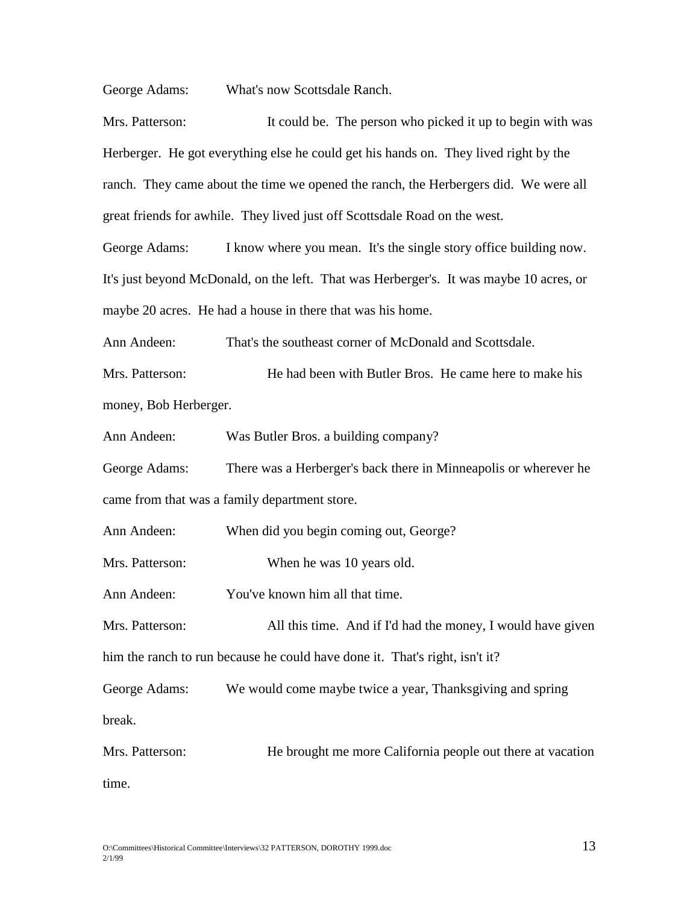George Adams: What's now Scottsdale Ranch.

Mrs. Patterson: It could be. The person who picked it up to begin with was Herberger. He got everything else he could get his hands on. They lived right by the ranch. They came about the time we opened the ranch, the Herbergers did. We were all great friends for awhile. They lived just off Scottsdale Road on the west.

George Adams: I know where you mean. It's the single story office building now. It's just beyond McDonald, on the left. That was Herberger's. It was maybe 10 acres, or maybe 20 acres. He had a house in there that was his home.

Ann Andeen: That's the southeast corner of McDonald and Scottsdale.

Mrs. Patterson: He had been with Butler Bros. He came here to make his money, Bob Herberger.

Ann Andeen: Was Butler Bros. a building company?

George Adams: There was a Herberger's back there in Minneapolis or wherever he came from that was a family department store.

Ann Andeen: When did you begin coming out, George?

Mrs. Patterson: When he was 10 years old.

Ann Andeen: You've known him all that time.

Mrs. Patterson: All this time. And if I'd had the money, I would have given him the ranch to run because he could have done it. That's right, isn't it?

George Adams: We would come maybe twice a year, Thanksgiving and spring break.

Mrs. Patterson: He brought me more California people out there at vacation time.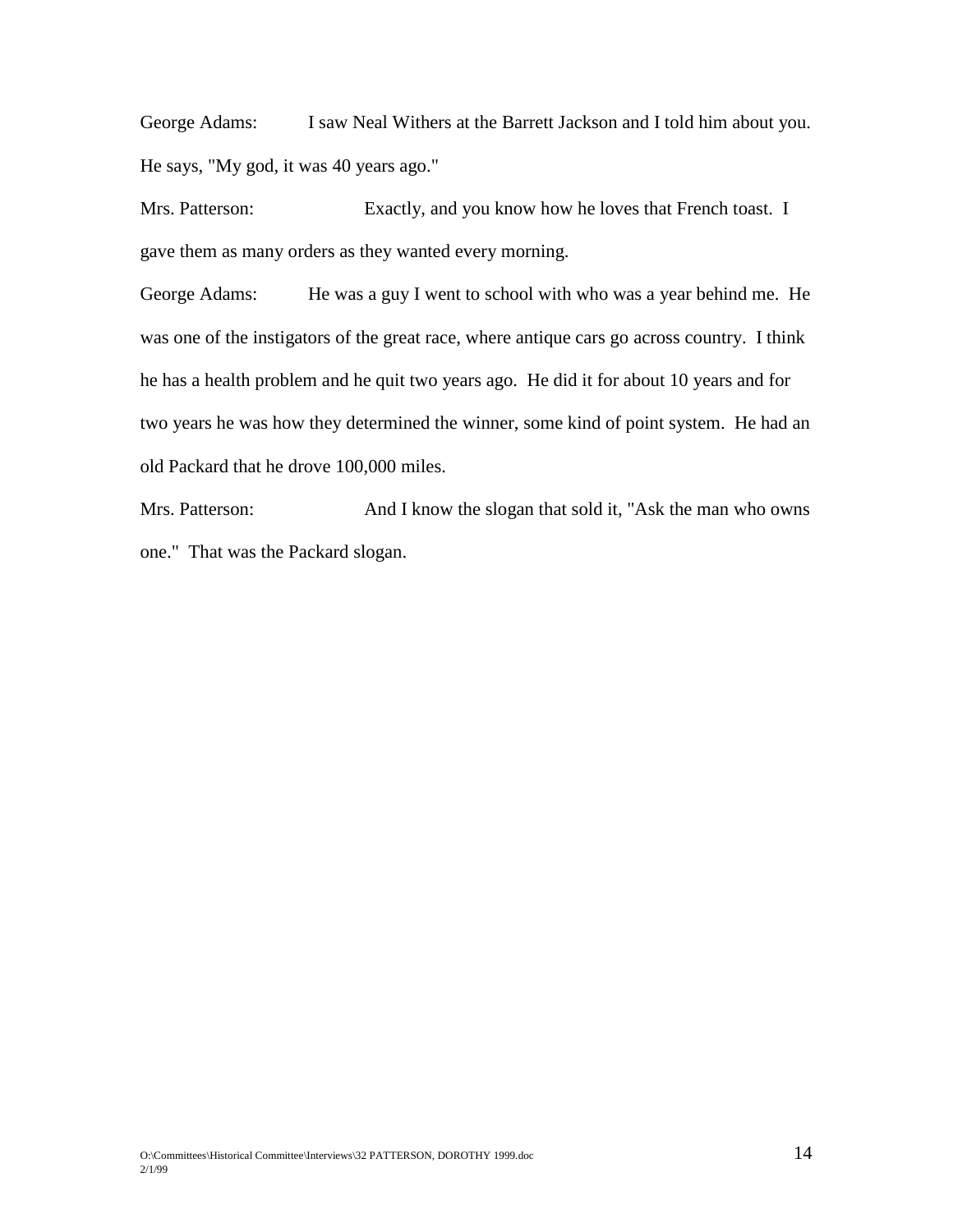George Adams: I saw Neal Withers at the Barrett Jackson and I told him about you. He says, "My god, it was 40 years ago."

Mrs. Patterson: Exactly, and you know how he loves that French toast. I gave them as many orders as they wanted every morning.

George Adams: He was a guy I went to school with who was a year behind me. He was one of the instigators of the great race, where antique cars go across country. I think he has a health problem and he quit two years ago. He did it for about 10 years and for two years he was how they determined the winner, some kind of point system. He had an old Packard that he drove 100,000 miles.

Mrs. Patterson: And I know the slogan that sold it, "Ask the man who owns one." That was the Packard slogan.